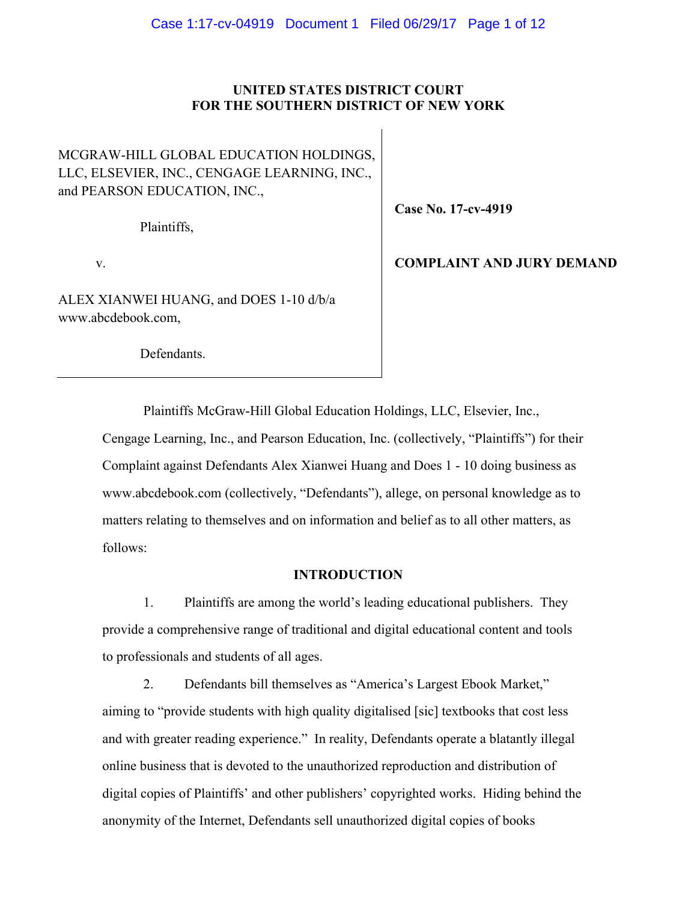**UNITED STATES DISTRICT COURT**
**FOR THE SOUTHERN DISTRICT OF NEW YORK**

| | |
|---|---|
| MCGRAW-HILL GLOBAL EDUCATION HOLDINGS, LLC, ELSEVIER, INC., CENGAGE LEARNING, INC., and PEARSON EDUCATION, INC.,<br><br>Plaintiffs,<br><br>v.<br><br>ALEX XIANWEI HUANG, and DOES 1-10 d/b/a www.abcdebook.com,<br><br>Defendants. | **Case No. 17-cv-4919**<br><br>**COMPLAINT AND JURY DEMAND** |

Plaintiffs McGraw-Hill Global Education Holdings, LLC, Elsevier, Inc., Cengage Learning, Inc., and Pearson Education, Inc. (collectively, "Plaintiffs") for their Complaint against Defendants Alex Xianwei Huang and Does 1 - 10 doing business as www.abcdebook.com (collectively, "Defendants"), allege, on personal knowledge as to matters relating to themselves and on information and belief as to all other matters, as follows:

## INTRODUCTION

1. Plaintiffs are among the world's leading educational publishers. They provide a comprehensive range of traditional and digital educational content and tools to professionals and students of all ages.

2. Defendants bill themselves as "America's Largest Ebook Market," aiming to "provide students with high quality digitalised [sic] textbooks that cost less and with greater reading experience." In reality, Defendants operate a blatantly illegal online business that is devoted to the unauthorized reproduction and distribution of digital copies of Plaintiffs' and other publishers' copyrighted works. Hiding behind the anonymity of the Internet, Defendants sell unauthorized digital copies of books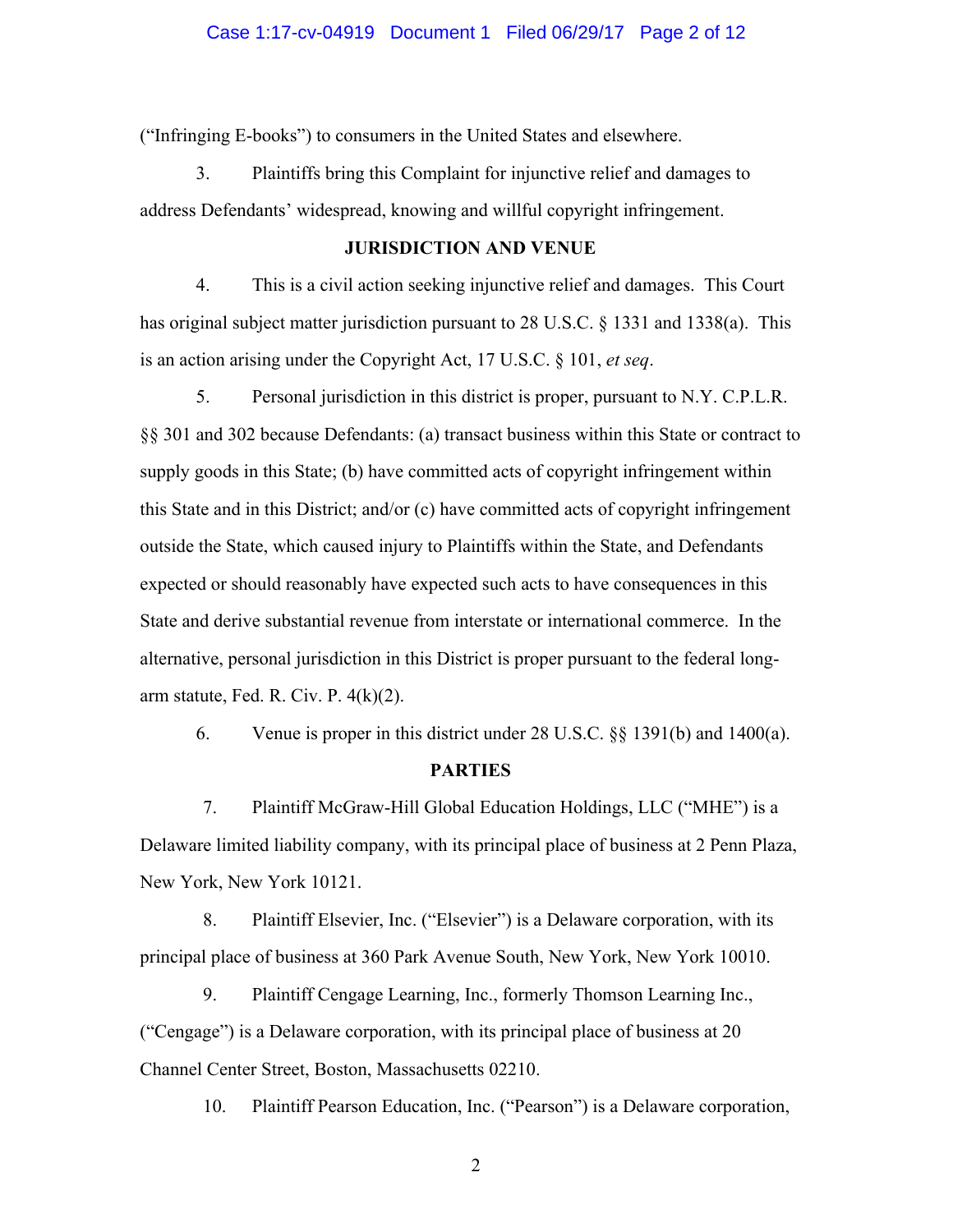("Infringing E-books") to consumers in the United States and elsewhere.

3. Plaintiffs bring this Complaint for injunctive relief and damages to address Defendants' widespread, knowing and willful copyright infringement.

**JURISDICTION AND VENUE**

4. This is a civil action seeking injunctive relief and damages. This Court has original subject matter jurisdiction pursuant to 28 U.S.C. § 1331 and 1338(a). This is an action arising under the Copyright Act, 17 U.S.C. § 101, *et seq*.

5. Personal jurisdiction in this district is proper, pursuant to N.Y. C.P.L.R. §§ 301 and 302 because Defendants: (a) transact business within this State or contract to supply goods in this State; (b) have committed acts of copyright infringement within this State and in this District; and/or (c) have committed acts of copyright infringement outside the State, which caused injury to Plaintiffs within the State, and Defendants expected or should reasonably have expected such acts to have consequences in this State and derive substantial revenue from interstate or international commerce. In the alternative, personal jurisdiction in this District is proper pursuant to the federal long-arm statute, Fed. R. Civ. P. 4(k)(2).

6. Venue is proper in this district under 28 U.S.C. §§ 1391(b) and 1400(a).

**PARTIES**

7. Plaintiff McGraw-Hill Global Education Holdings, LLC ("MHE") is a Delaware limited liability company, with its principal place of business at 2 Penn Plaza, New York, New York 10121.

8. Plaintiff Elsevier, Inc. ("Elsevier") is a Delaware corporation, with its principal place of business at 360 Park Avenue South, New York, New York 10010.

9. Plaintiff Cengage Learning, Inc., formerly Thomson Learning Inc., ("Cengage") is a Delaware corporation, with its principal place of business at 20 Channel Center Street, Boston, Massachusetts 02210.

10. Plaintiff Pearson Education, Inc. ("Pearson") is a Delaware corporation,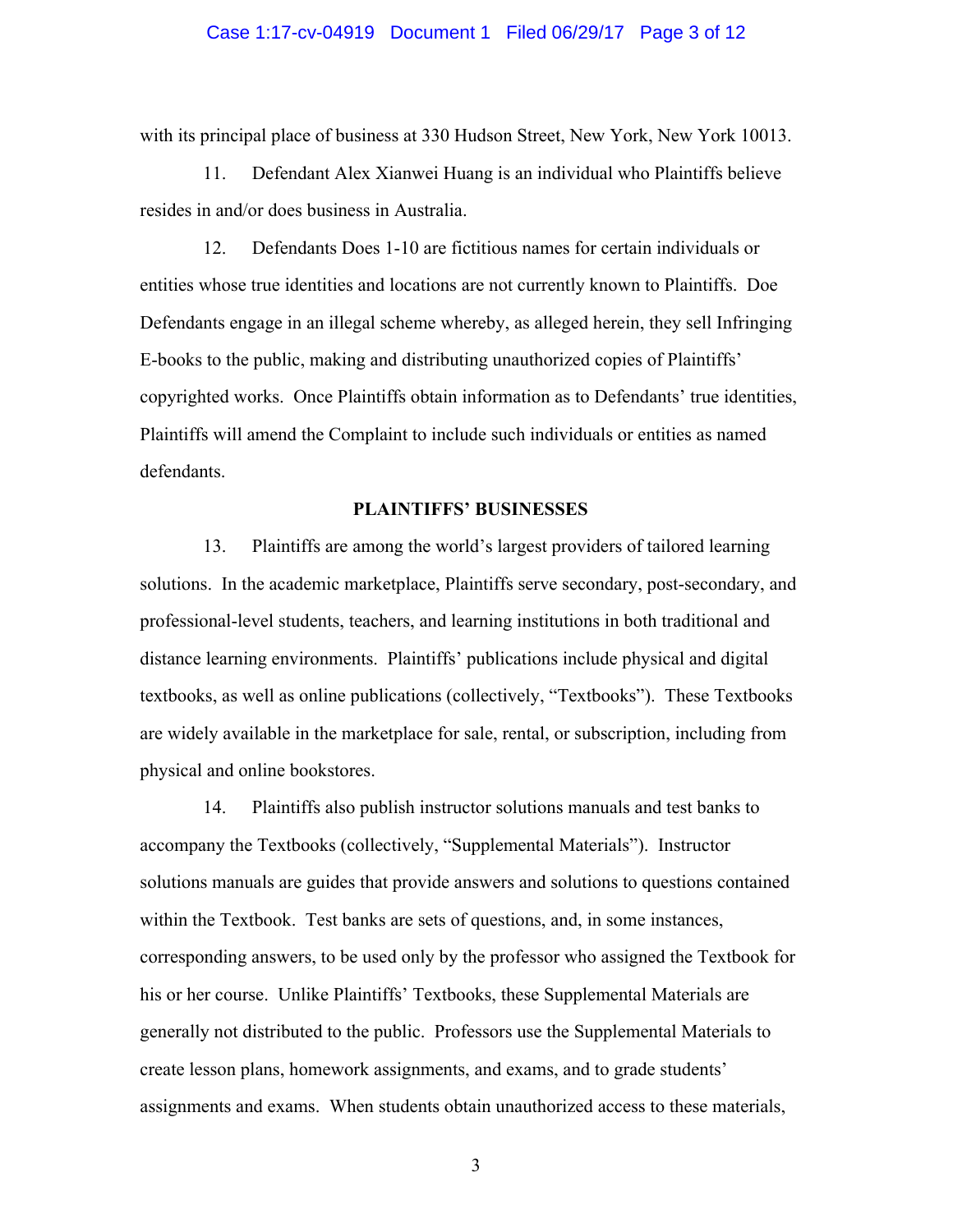with its principal place of business at 330 Hudson Street, New York, New York 10013.

11. Defendant Alex Xianwei Huang is an individual who Plaintiffs believe resides in and/or does business in Australia.

12. Defendants Does 1-10 are fictitious names for certain individuals or entities whose true identities and locations are not currently known to Plaintiffs. Doe Defendants engage in an illegal scheme whereby, as alleged herein, they sell Infringing E-books to the public, making and distributing unauthorized copies of Plaintiffs' copyrighted works. Once Plaintiffs obtain information as to Defendants' true identities, Plaintiffs will amend the Complaint to include such individuals or entities as named defendants.

**PLAINTIFFS' BUSINESSES**

13. Plaintiffs are among the world's largest providers of tailored learning solutions. In the academic marketplace, Plaintiffs serve secondary, post-secondary, and professional-level students, teachers, and learning institutions in both traditional and distance learning environments. Plaintiffs' publications include physical and digital textbooks, as well as online publications (collectively, "Textbooks"). These Textbooks are widely available in the marketplace for sale, rental, or subscription, including from physical and online bookstores.

14. Plaintiffs also publish instructor solutions manuals and test banks to accompany the Textbooks (collectively, "Supplemental Materials"). Instructor solutions manuals are guides that provide answers and solutions to questions contained within the Textbook. Test banks are sets of questions, and, in some instances, corresponding answers, to be used only by the professor who assigned the Textbook for his or her course. Unlike Plaintiffs' Textbooks, these Supplemental Materials are generally not distributed to the public. Professors use the Supplemental Materials to create lesson plans, homework assignments, and exams, and to grade students' assignments and exams. When students obtain unauthorized access to these materials,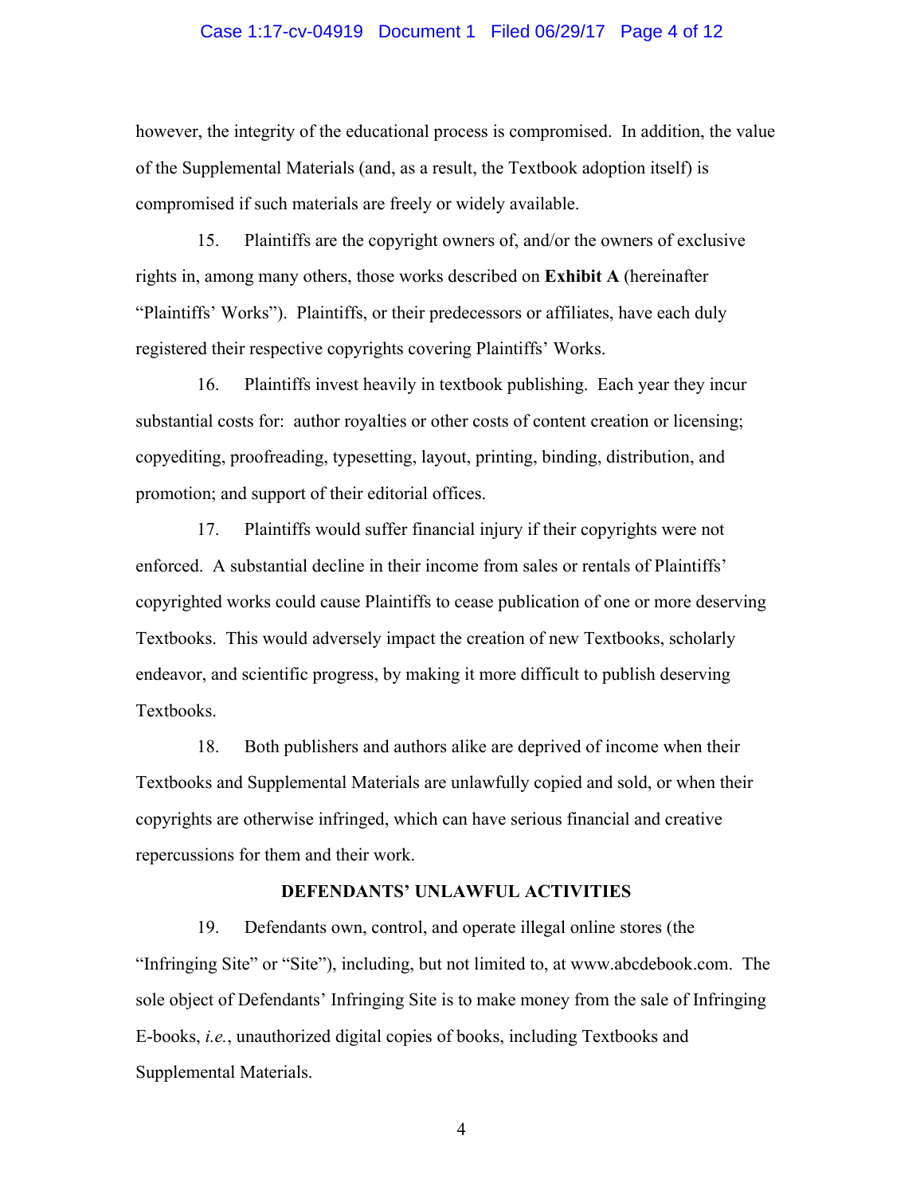however, the integrity of the educational process is compromised. In addition, the value of the Supplemental Materials (and, as a result, the Textbook adoption itself) is compromised if such materials are freely or widely available.

15. Plaintiffs are the copyright owners of, and/or the owners of exclusive rights in, among many others, those works described on **Exhibit A** (hereinafter "Plaintiffs' Works"). Plaintiffs, or their predecessors or affiliates, have each duly registered their respective copyrights covering Plaintiffs' Works.

16. Plaintiffs invest heavily in textbook publishing. Each year they incur substantial costs for: author royalties or other costs of content creation or licensing; copyediting, proofreading, typesetting, layout, printing, binding, distribution, and promotion; and support of their editorial offices.

17. Plaintiffs would suffer financial injury if their copyrights were not enforced. A substantial decline in their income from sales or rentals of Plaintiffs' copyrighted works could cause Plaintiffs to cease publication of one or more deserving Textbooks. This would adversely impact the creation of new Textbooks, scholarly endeavor, and scientific progress, by making it more difficult to publish deserving Textbooks.

18. Both publishers and authors alike are deprived of income when their Textbooks and Supplemental Materials are unlawfully copied and sold, or when their copyrights are otherwise infringed, which can have serious financial and creative repercussions for them and their work.

## DEFENDANTS' UNLAWFUL ACTIVITIES

19. Defendants own, control, and operate illegal online stores (the "Infringing Site" or "Site"), including, but not limited to, at www.abcdebook.com. The sole object of Defendants' Infringing Site is to make money from the sale of Infringing E-books, *i.e.*, unauthorized digital copies of books, including Textbooks and Supplemental Materials.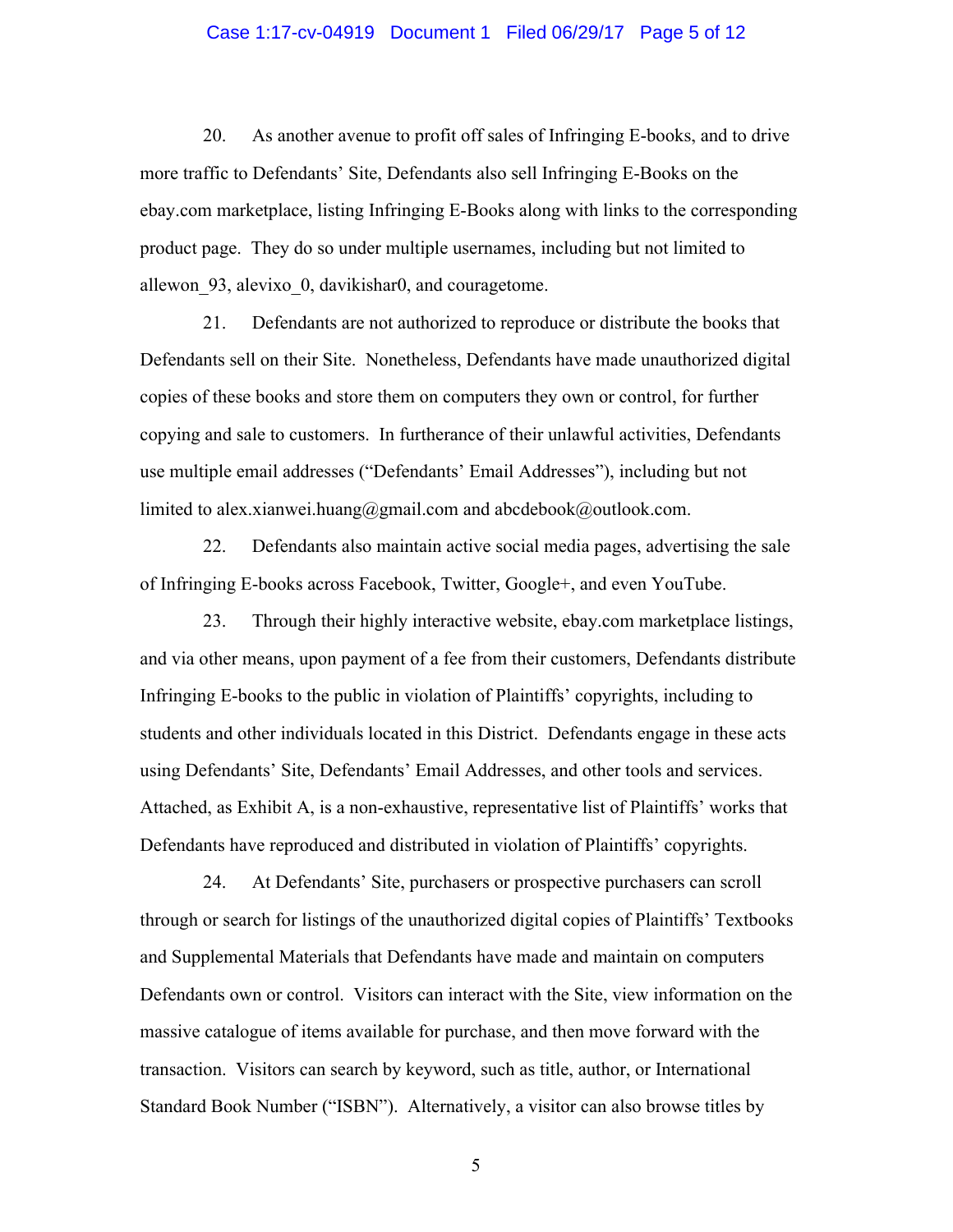20. As another avenue to profit off sales of Infringing E-books, and to drive more traffic to Defendants' Site, Defendants also sell Infringing E-Books on the ebay.com marketplace, listing Infringing E-Books along with links to the corresponding product page. They do so under multiple usernames, including but not limited to allewon_93, alevixo_0, davikishar0, and couragetome.

21. Defendants are not authorized to reproduce or distribute the books that Defendants sell on their Site. Nonetheless, Defendants have made unauthorized digital copies of these books and store them on computers they own or control, for further copying and sale to customers. In furtherance of their unlawful activities, Defendants use multiple email addresses ("Defendants' Email Addresses"), including but not limited to alex.xianwei.huang@gmail.com and abcdebook@outlook.com.

22. Defendants also maintain active social media pages, advertising the sale of Infringing E-books across Facebook, Twitter, Google+, and even YouTube.

23. Through their highly interactive website, ebay.com marketplace listings, and via other means, upon payment of a fee from their customers, Defendants distribute Infringing E-books to the public in violation of Plaintiffs' copyrights, including to students and other individuals located in this District. Defendants engage in these acts using Defendants' Site, Defendants' Email Addresses, and other tools and services. Attached, as Exhibit A, is a non-exhaustive, representative list of Plaintiffs' works that Defendants have reproduced and distributed in violation of Plaintiffs' copyrights.

24. At Defendants' Site, purchasers or prospective purchasers can scroll through or search for listings of the unauthorized digital copies of Plaintiffs' Textbooks and Supplemental Materials that Defendants have made and maintain on computers Defendants own or control. Visitors can interact with the Site, view information on the massive catalogue of items available for purchase, and then move forward with the transaction. Visitors can search by keyword, such as title, author, or International Standard Book Number ("ISBN"). Alternatively, a visitor can also browse titles by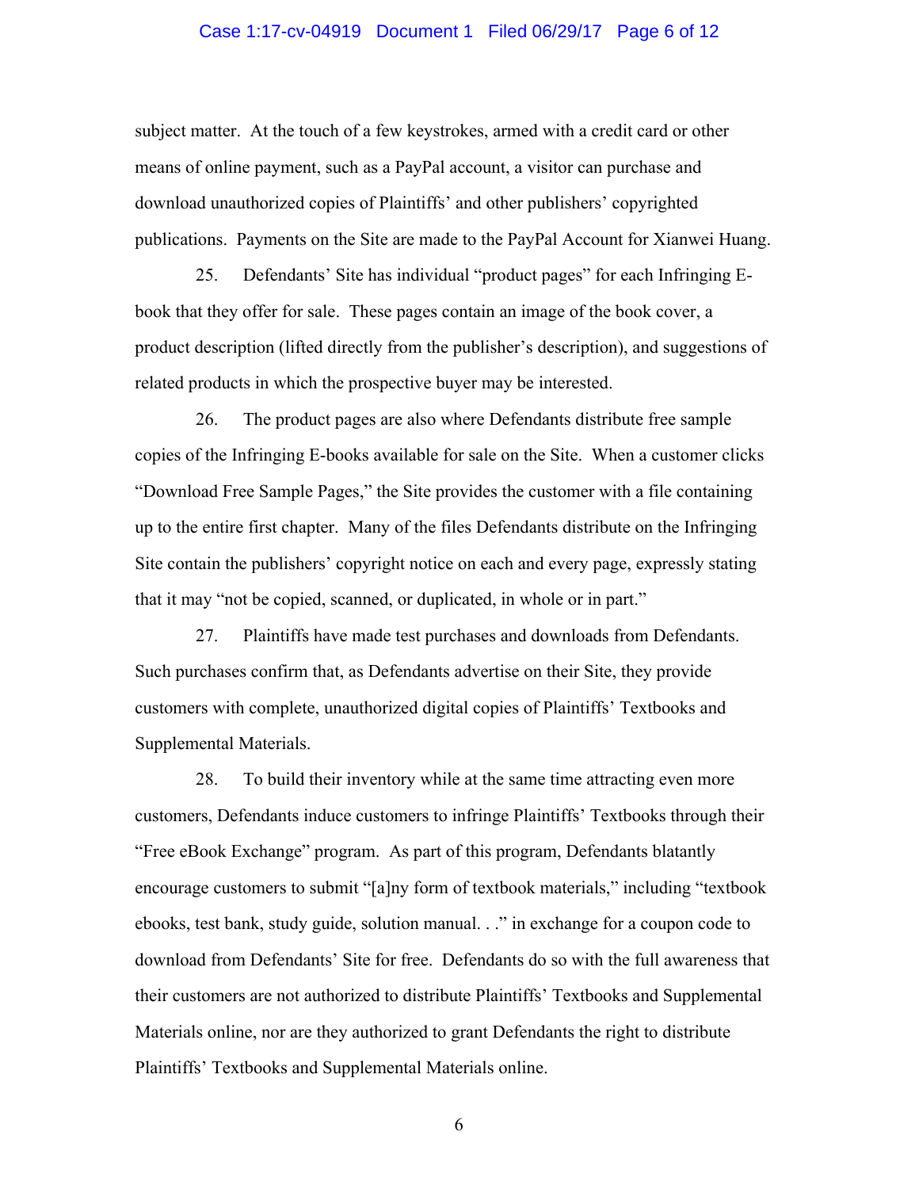subject matter. At the touch of a few keystrokes, armed with a credit card or other means of online payment, such as a PayPal account, a visitor can purchase and download unauthorized copies of Plaintiffs' and other publishers' copyrighted publications. Payments on the Site are made to the PayPal Account for Xianwei Huang.

25. Defendants' Site has individual "product pages" for each Infringing E-book that they offer for sale. These pages contain an image of the book cover, a product description (lifted directly from the publisher's description), and suggestions of related products in which the prospective buyer may be interested.

26. The product pages are also where Defendants distribute free sample copies of the Infringing E-books available for sale on the Site. When a customer clicks "Download Free Sample Pages," the Site provides the customer with a file containing up to the entire first chapter. Many of the files Defendants distribute on the Infringing Site contain the publishers' copyright notice on each and every page, expressly stating that it may "not be copied, scanned, or duplicated, in whole or in part."

27. Plaintiffs have made test purchases and downloads from Defendants. Such purchases confirm that, as Defendants advertise on their Site, they provide customers with complete, unauthorized digital copies of Plaintiffs' Textbooks and Supplemental Materials.

28. To build their inventory while at the same time attracting even more customers, Defendants induce customers to infringe Plaintiffs' Textbooks through their "Free eBook Exchange" program. As part of this program, Defendants blatantly encourage customers to submit "[a]ny form of textbook materials," including "textbook ebooks, test bank, study guide, solution manual. . ." in exchange for a coupon code to download from Defendants' Site for free. Defendants do so with the full awareness that their customers are not authorized to distribute Plaintiffs' Textbooks and Supplemental Materials online, nor are they authorized to grant Defendants the right to distribute Plaintiffs' Textbooks and Supplemental Materials online.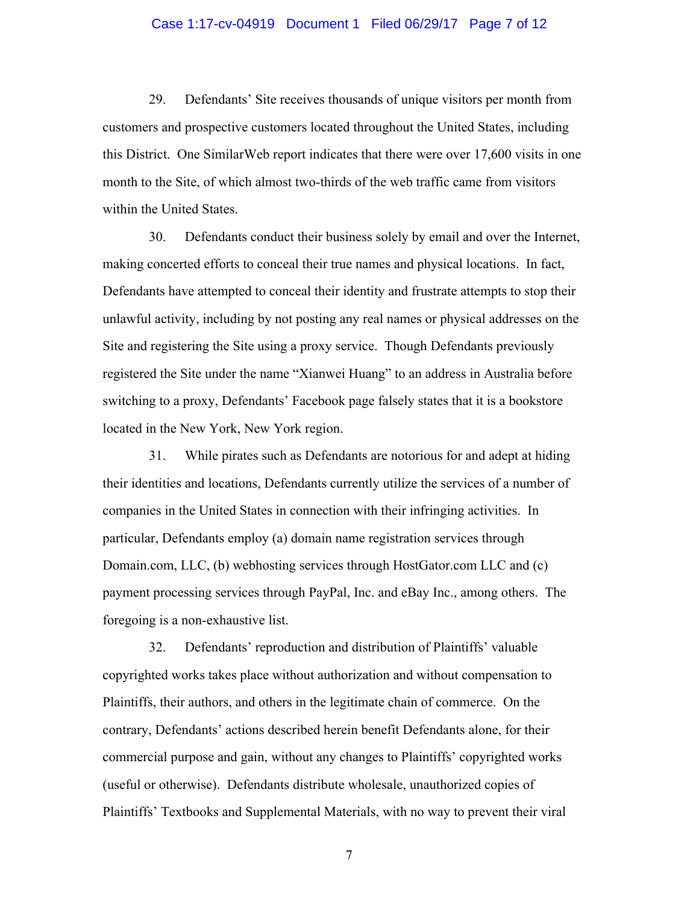29. Defendants' Site receives thousands of unique visitors per month from customers and prospective customers located throughout the United States, including this District. One SimilarWeb report indicates that there were over 17,600 visits in one month to the Site, of which almost two-thirds of the web traffic came from visitors within the United States.

30. Defendants conduct their business solely by email and over the Internet, making concerted efforts to conceal their true names and physical locations. In fact, Defendants have attempted to conceal their identity and frustrate attempts to stop their unlawful activity, including by not posting any real names or physical addresses on the Site and registering the Site using a proxy service. Though Defendants previously registered the Site under the name "Xianwei Huang" to an address in Australia before switching to a proxy, Defendants' Facebook page falsely states that it is a bookstore located in the New York, New York region.

31. While pirates such as Defendants are notorious for and adept at hiding their identities and locations, Defendants currently utilize the services of a number of companies in the United States in connection with their infringing activities. In particular, Defendants employ (a) domain name registration services through Domain.com, LLC, (b) webhosting services through HostGator.com LLC and (c) payment processing services through PayPal, Inc. and eBay Inc., among others. The foregoing is a non-exhaustive list.

32. Defendants' reproduction and distribution of Plaintiffs' valuable copyrighted works takes place without authorization and without compensation to Plaintiffs, their authors, and others in the legitimate chain of commerce. On the contrary, Defendants' actions described herein benefit Defendants alone, for their commercial purpose and gain, without any changes to Plaintiffs' copyrighted works (useful or otherwise). Defendants distribute wholesale, unauthorized copies of Plaintiffs' Textbooks and Supplemental Materials, with no way to prevent their viral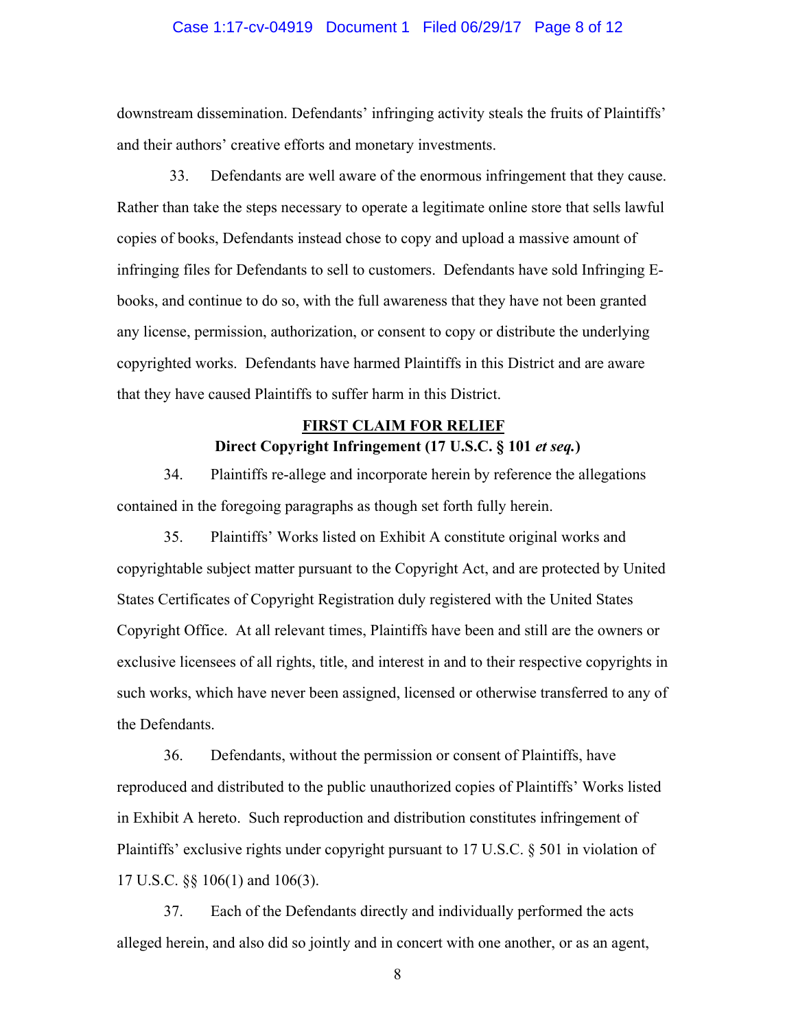downstream dissemination. Defendants' infringing activity steals the fruits of Plaintiffs' and their authors' creative efforts and monetary investments.

33. Defendants are well aware of the enormous infringement that they cause. Rather than take the steps necessary to operate a legitimate online store that sells lawful copies of books, Defendants instead chose to copy and upload a massive amount of infringing files for Defendants to sell to customers. Defendants have sold Infringing E-books, and continue to do so, with the full awareness that they have not been granted any license, permission, authorization, or consent to copy or distribute the underlying copyrighted works. Defendants have harmed Plaintiffs in this District and are aware that they have caused Plaintiffs to suffer harm in this District.

## FIRST CLAIM FOR RELIEF

### Direct Copyright Infringement (17 U.S.C. § 101 *et seq.*)

34. Plaintiffs re-allege and incorporate herein by reference the allegations contained in the foregoing paragraphs as though set forth fully herein.

35. Plaintiffs' Works listed on Exhibit A constitute original works and copyrightable subject matter pursuant to the Copyright Act, and are protected by United States Certificates of Copyright Registration duly registered with the United States Copyright Office. At all relevant times, Plaintiffs have been and still are the owners or exclusive licensees of all rights, title, and interest in and to their respective copyrights in such works, which have never been assigned, licensed or otherwise transferred to any of the Defendants.

36. Defendants, without the permission or consent of Plaintiffs, have reproduced and distributed to the public unauthorized copies of Plaintiffs' Works listed in Exhibit A hereto. Such reproduction and distribution constitutes infringement of Plaintiffs' exclusive rights under copyright pursuant to 17 U.S.C. § 501 in violation of 17 U.S.C. §§ 106(1) and 106(3).

37. Each of the Defendants directly and individually performed the acts alleged herein, and also did so jointly and in concert with one another, or as an agent,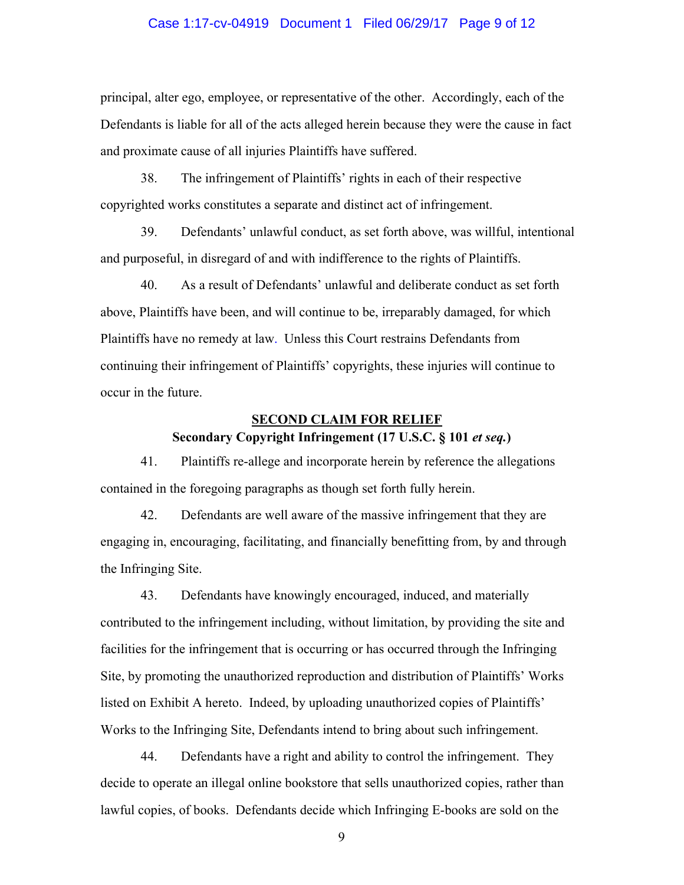principal, alter ego, employee, or representative of the other. Accordingly, each of the Defendants is liable for all of the acts alleged herein because they were the cause in fact and proximate cause of all injuries Plaintiffs have suffered.

38. The infringement of Plaintiffs' rights in each of their respective copyrighted works constitutes a separate and distinct act of infringement.

39. Defendants' unlawful conduct, as set forth above, was willful, intentional and purposeful, in disregard of and with indifference to the rights of Plaintiffs.

40. As a result of Defendants' unlawful and deliberate conduct as set forth above, Plaintiffs have been, and will continue to be, irreparably damaged, for which Plaintiffs have no remedy at law. Unless this Court restrains Defendants from continuing their infringement of Plaintiffs' copyrights, these injuries will continue to occur in the future.

## SECOND CLAIM FOR RELIEF

**Secondary Copyright Infringement (17 U.S.C. § 101 *et seq.*)**

41. Plaintiffs re-allege and incorporate herein by reference the allegations contained in the foregoing paragraphs as though set forth fully herein.

42. Defendants are well aware of the massive infringement that they are engaging in, encouraging, facilitating, and financially benefitting from, by and through the Infringing Site.

43. Defendants have knowingly encouraged, induced, and materially contributed to the infringement including, without limitation, by providing the site and facilities for the infringement that is occurring or has occurred through the Infringing Site, by promoting the unauthorized reproduction and distribution of Plaintiffs' Works listed on Exhibit A hereto. Indeed, by uploading unauthorized copies of Plaintiffs' Works to the Infringing Site, Defendants intend to bring about such infringement.

44. Defendants have a right and ability to control the infringement. They decide to operate an illegal online bookstore that sells unauthorized copies, rather than lawful copies, of books. Defendants decide which Infringing E-books are sold on the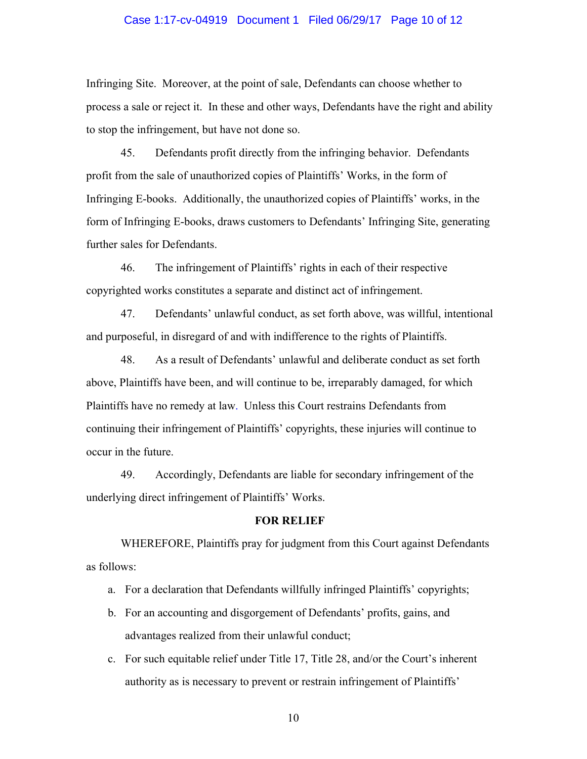Infringing Site. Moreover, at the point of sale, Defendants can choose whether to process a sale or reject it. In these and other ways, Defendants have the right and ability to stop the infringement, but have not done so.

45. Defendants profit directly from the infringing behavior. Defendants profit from the sale of unauthorized copies of Plaintiffs' Works, in the form of Infringing E-books. Additionally, the unauthorized copies of Plaintiffs' works, in the form of Infringing E-books, draws customers to Defendants' Infringing Site, generating further sales for Defendants.

46. The infringement of Plaintiffs' rights in each of their respective copyrighted works constitutes a separate and distinct act of infringement.

47. Defendants' unlawful conduct, as set forth above, was willful, intentional and purposeful, in disregard of and with indifference to the rights of Plaintiffs.

48. As a result of Defendants' unlawful and deliberate conduct as set forth above, Plaintiffs have been, and will continue to be, irreparably damaged, for which Plaintiffs have no remedy at law. Unless this Court restrains Defendants from continuing their infringement of Plaintiffs' copyrights, these injuries will continue to occur in the future.

49. Accordingly, Defendants are liable for secondary infringement of the underlying direct infringement of Plaintiffs' Works.

**FOR RELIEF**

WHEREFORE, Plaintiffs pray for judgment from this Court against Defendants as follows:

a. For a declaration that Defendants willfully infringed Plaintiffs' copyrights;

b. For an accounting and disgorgement of Defendants' profits, gains, and advantages realized from their unlawful conduct;

c. For such equitable relief under Title 17, Title 28, and/or the Court's inherent authority as is necessary to prevent or restrain infringement of Plaintiffs'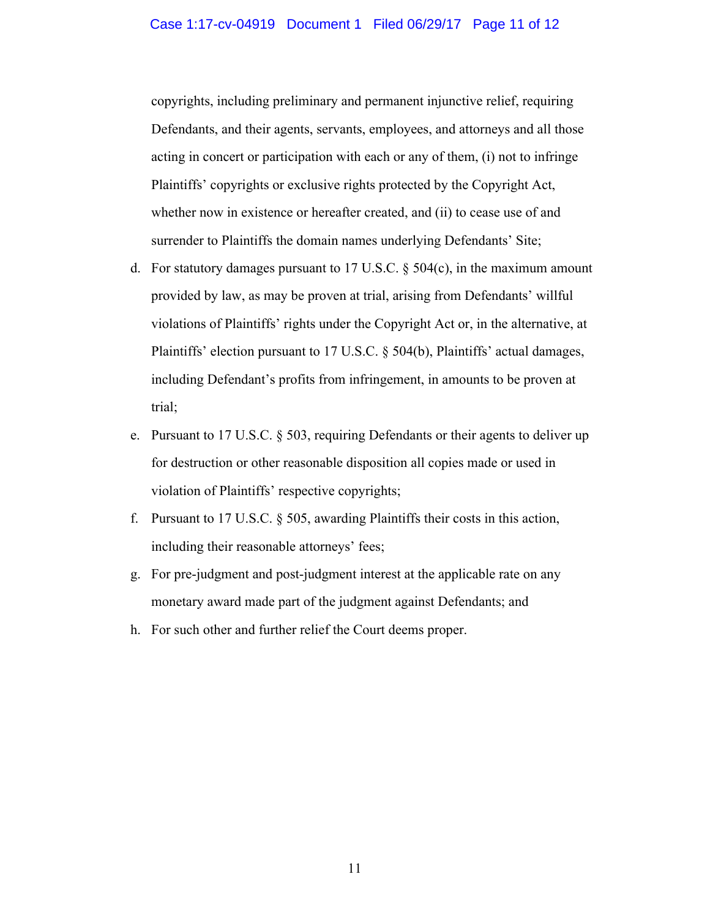copyrights, including preliminary and permanent injunctive relief, requiring Defendants, and their agents, servants, employees, and attorneys and all those acting in concert or participation with each or any of them, (i) not to infringe Plaintiffs' copyrights or exclusive rights protected by the Copyright Act, whether now in existence or hereafter created, and (ii) to cease use of and surrender to Plaintiffs the domain names underlying Defendants' Site;

d. For statutory damages pursuant to 17 U.S.C. § 504(c), in the maximum amount provided by law, as may be proven at trial, arising from Defendants' willful violations of Plaintiffs' rights under the Copyright Act or, in the alternative, at Plaintiffs' election pursuant to 17 U.S.C. § 504(b), Plaintiffs' actual damages, including Defendant's profits from infringement, in amounts to be proven at trial;

e. Pursuant to 17 U.S.C. § 503, requiring Defendants or their agents to deliver up for destruction or other reasonable disposition all copies made or used in violation of Plaintiffs' respective copyrights;

f. Pursuant to 17 U.S.C. § 505, awarding Plaintiffs their costs in this action, including their reasonable attorneys' fees;

g. For pre-judgment and post-judgment interest at the applicable rate on any monetary award made part of the judgment against Defendants; and

h. For such other and further relief the Court deems proper.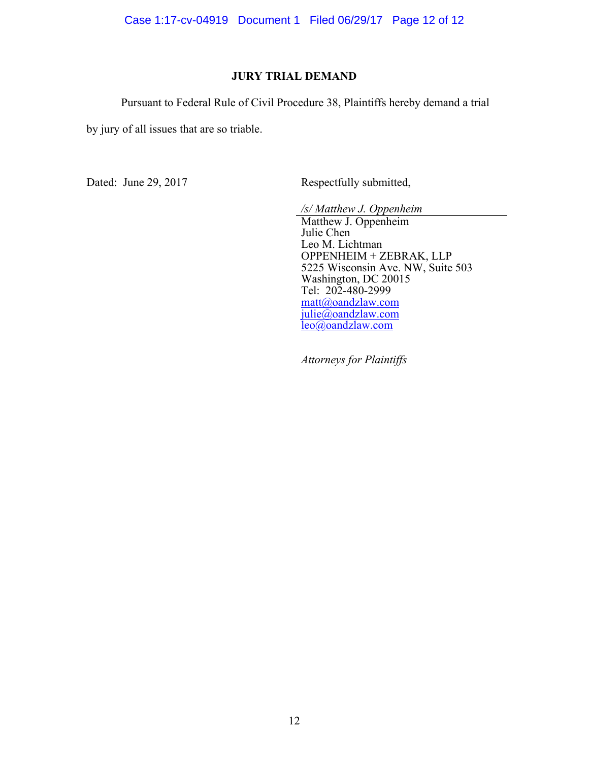## JURY TRIAL DEMAND

Pursuant to Federal Rule of Civil Procedure 38, Plaintiffs hereby demand a trial by jury of all issues that are so triable.

Dated: June 29, 2017

Respectfully submitted,

*/s/ Matthew J. Oppenheim*
Matthew J. Oppenheim
Julie Chen
Leo M. Lichtman
OPPENHEIM + ZEBRAK, LLP
5225 Wisconsin Ave. NW, Suite 503
Washington, DC 20015
Tel: 202-480-2999
matt@oandzlaw.com
julie@oandzlaw.com
leo@oandzlaw.com

*Attorneys for Plaintiffs*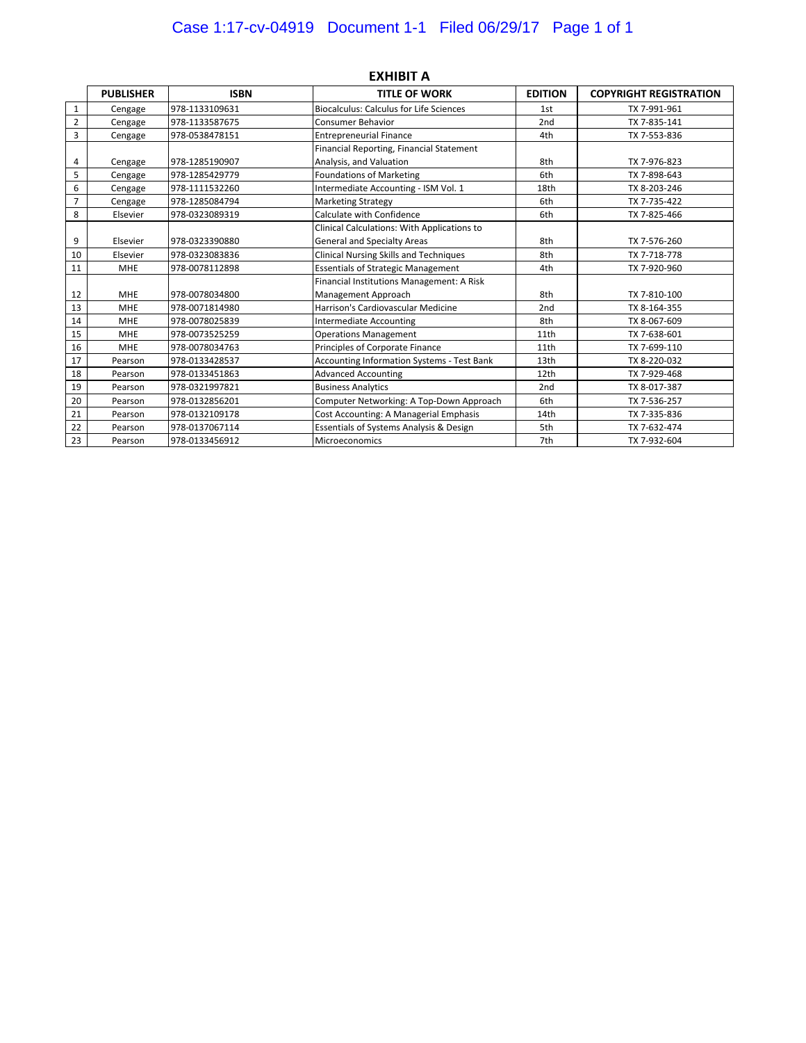## EXHIBIT A

| | PUBLISHER | ISBN | TITLE OF WORK | EDITION | COPYRIGHT REGISTRATION |
|---|---|---|---|---|---|
| 1 | Cengage | 978-1133109631 | Biocalculus: Calculus for Life Sciences | 1st | TX 7-991-961 |
| 2 | Cengage | 978-1133587675 | Consumer Behavior | 2nd | TX 7-835-141 |
| 3 | Cengage | 978-0538478151 | Entrepreneurial Finance | 4th | TX 7-553-836 |
| 4 | Cengage | 978-1285190907 | Financial Reporting, Financial Statement Analysis, and Valuation | 8th | TX 7-976-823 |
| 5 | Cengage | 978-1285429779 | Foundations of Marketing | 6th | TX 7-898-643 |
| 6 | Cengage | 978-1111532260 | Intermediate Accounting - ISM Vol. 1 | 18th | TX 8-203-246 |
| 7 | Cengage | 978-1285084794 | Marketing Strategy | 6th | TX 7-735-422 |
| 8 | Elsevier | 978-0323089319 | Calculate with Confidence | 6th | TX 7-825-466 |
| 9 | Elsevier | 978-0323390880 | Clinical Calculations: With Applications to General and Specialty Areas | 8th | TX 7-576-260 |
| 10 | Elsevier | 978-0323083836 | Clinical Nursing Skills and Techniques | 8th | TX 7-718-778 |
| 11 | MHE | 978-0078112898 | Essentials of Strategic Management | 4th | TX 7-920-960 |
| 12 | MHE | 978-0078034800 | Financial Institutions Management: A Risk Management Approach | 8th | TX 7-810-100 |
| 13 | MHE | 978-0071814980 | Harrison's Cardiovascular Medicine | 2nd | TX 8-164-355 |
| 14 | MHE | 978-0078025839 | Intermediate Accounting | 8th | TX 8-067-609 |
| 15 | MHE | 978-0073525259 | Operations Management | 11th | TX 7-638-601 |
| 16 | MHE | 978-0078034763 | Principles of Corporate Finance | 11th | TX 7-699-110 |
| 17 | Pearson | 978-0133428537 | Accounting Information Systems - Test Bank | 13th | TX 8-220-032 |
| 18 | Pearson | 978-0133451863 | Advanced Accounting | 12th | TX 7-929-468 |
| 19 | Pearson | 978-0321997821 | Business Analytics | 2nd | TX 8-017-387 |
| 20 | Pearson | 978-0132856201 | Computer Networking: A Top-Down Approach | 6th | TX 7-536-257 |
| 21 | Pearson | 978-0132109178 | Cost Accounting: A Managerial Emphasis | 14th | TX 7-335-836 |
| 22 | Pearson | 978-0137067114 | Essentials of Systems Analysis & Design | 5th | TX 7-632-474 |
| 23 | Pearson | 978-0133456912 | Microeconomics | 7th | TX 7-932-604 |